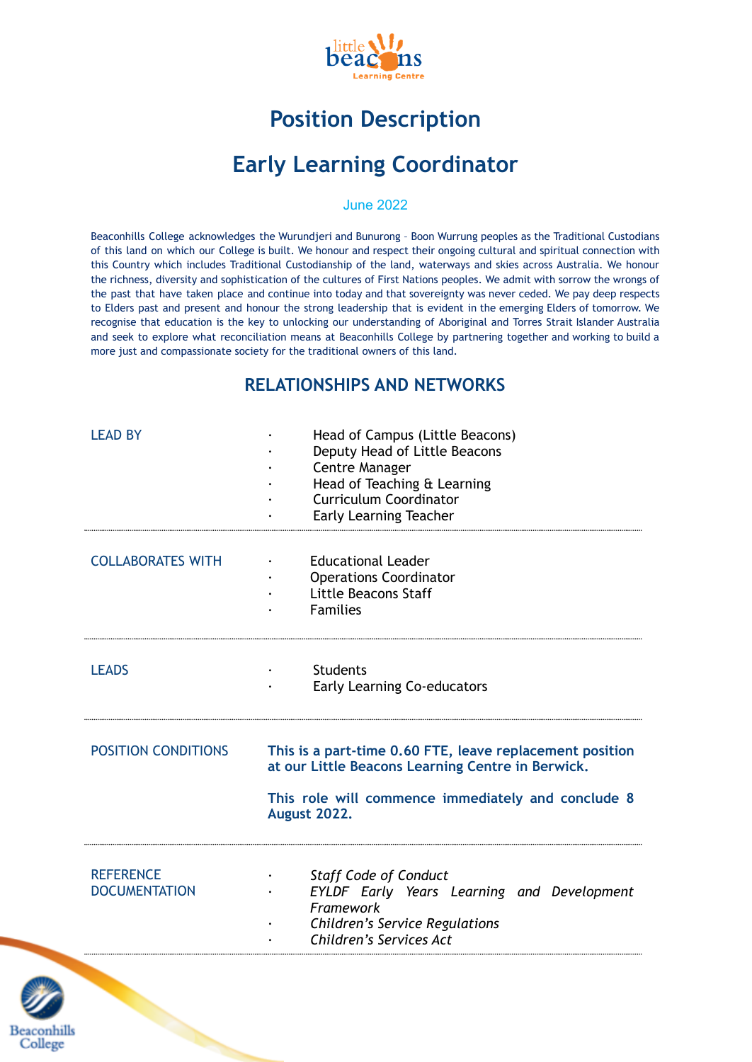# Position Description

# Early Learning Coordinator

June 2022

Beaconhills College acknowledges the Wurundjeri and Bunurong – Boon Wurrung peoples as the Traditional Custodians of this land on which our College is built. We honour and respect their ongoing cultural and spiritual connection with this Country which includes Traditional Custodianship of the land, waterways and skies across Australia. We honour the richness, diversity and sophistication of the cultures of First Nations peoples. We admit with sorrow the wrongs of the past that have taken place and continue into today and that sovereignty was never ceded. We pay deep respects to Elders past and present and honour the strong leadership that is evident in the emerging Elders of tomorrow. We recognise that education is the key to unlocking our understanding of Aboriginal and Torres Strait Islander Australia and seek to explore what reconciliation means at Beaconhills College by partnering together and working to build a more just and compassionate society for the traditional owners of this land.

## RELATIONSHIPS AND NETWORKS

| | |
|---|---|
| LEAD BY | • Head of Campus (Little Beacons)<br>• Deputy Head of Little Beacons<br>• Centre Manager<br>• Head of Teaching & Learning<br>• Curriculum Coordinator<br>• Early Learning Teacher |
| COLLABORATES WITH | • Educational Leader<br>• Operations Coordinator<br>• Little Beacons Staff<br>• Families |
| LEADS | • Students<br>• Early Learning Co-educators |
| POSITION CONDITIONS | **This is a part-time 0.60 FTE, leave replacement position at our Little Beacons Learning Centre in Berwick.**<br><br>**This role will commence immediately and conclude 8 August 2022.** |
| REFERENCE DOCUMENTATION | • *Staff Code of Conduct*<br>• *EYLDF Early Years Learning and Development Framework*<br>• *Children's Service Regulations*<br>• *Children's Services Act* |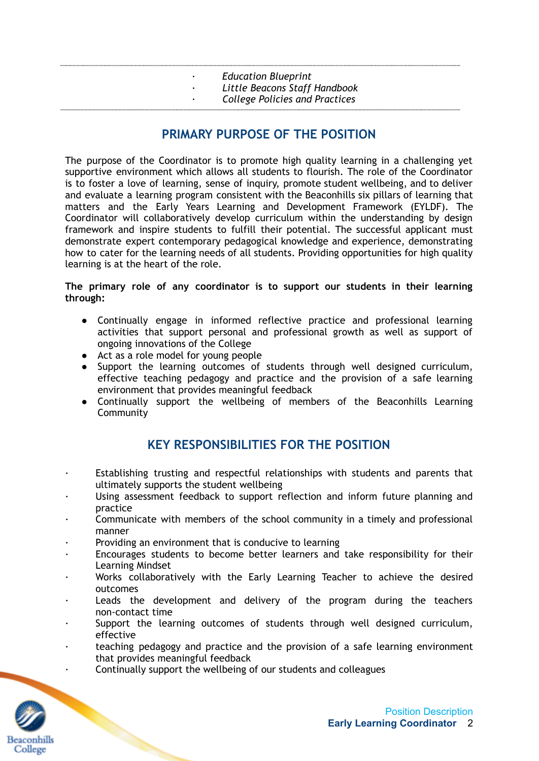- *Education Blueprint*
- *Little Beacons Staff Handbook*
- *College Policies and Practices*

## PRIMARY PURPOSE OF THE POSITION

The purpose of the Coordinator is to promote high quality learning in a challenging yet supportive environment which allows all students to flourish. The role of the Coordinator is to foster a love of learning, sense of inquiry, promote student wellbeing, and to deliver and evaluate a learning program consistent with the Beaconhills six pillars of learning that matters and the Early Years Learning and Development Framework (EYLDF). The Coordinator will collaboratively develop curriculum within the understanding by design framework and inspire students to fulfill their potential. The successful applicant must demonstrate expert contemporary pedagogical knowledge and experience, demonstrating how to cater for the learning needs of all students. Providing opportunities for high quality learning is at the heart of the role.

**The primary role of any coordinator is to support our students in their learning through:**

- Continually engage in informed reflective practice and professional learning activities that support personal and professional growth as well as support of ongoing innovations of the College
- Act as a role model for young people
- Support the learning outcomes of students through well designed curriculum, effective teaching pedagogy and practice and the provision of a safe learning environment that provides meaningful feedback
- Continually support the wellbeing of members of the Beaconhills Learning Community

## KEY RESPONSIBILITIES FOR THE POSITION

- Establishing trusting and respectful relationships with students and parents that ultimately supports the student wellbeing
- Using assessment feedback to support reflection and inform future planning and practice
- Communicate with members of the school community in a timely and professional manner
- Providing an environment that is conducive to learning
- Encourages students to become better learners and take responsibility for their Learning Mindset
- Works collaboratively with the Early Learning Teacher to achieve the desired outcomes
- Leads the development and delivery of the program during the teachers non-contact time
- Support the learning outcomes of students through well designed curriculum, effective
- teaching pedagogy and practice and the provision of a safe learning environment that provides meaningful feedback
- Continually support the wellbeing of our students and colleagues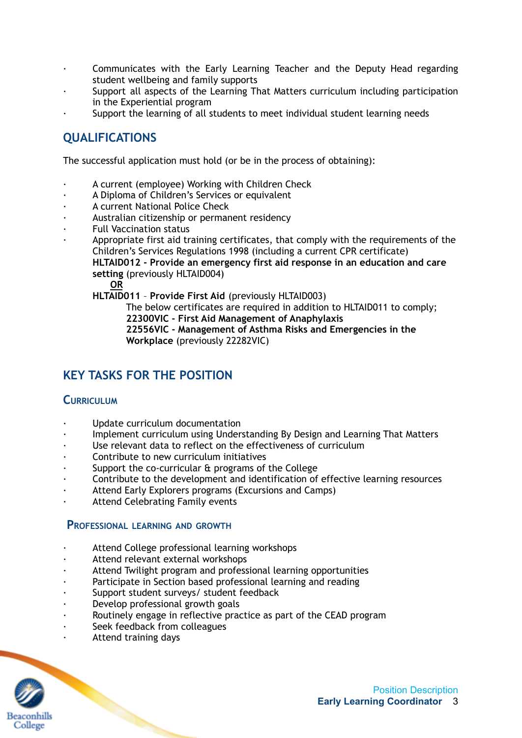- Communicates with the Early Learning Teacher and the Deputy Head regarding student wellbeing and family supports
- Support all aspects of the Learning That Matters curriculum including participation in the Experiential program
- Support the learning of all students to meet individual student learning needs

## QUALIFICATIONS

The successful application must hold (or be in the process of obtaining):

- A current (employee) Working with Children Check
- A Diploma of Children's Services or equivalent
- A current National Police Check
- Australian citizenship or permanent residency
- Full Vaccination status
- Appropriate first aid training certificates, that comply with the requirements of the Children's Services Regulations 1998 (including a current CPR certificate)
  **HLTAID012 - Provide an emergency first aid response in an education and care setting** (previously HLTAID004)
  **OR**
  **HLTAID011** – **Provide First Aid** (previously HLTAID003)
  The below certificates are required in addition to HLTAID011 to comply;
  **22300VIC - First Aid Management of Anaphylaxis**
  **22556VIC - Management of Asthma Risks and Emergencies in the Workplace** (previously 22282VIC)

## KEY TASKS FOR THE POSITION

### Curriculum

- Update curriculum documentation
- Implement curriculum using Understanding By Design and Learning That Matters
- Use relevant data to reflect on the effectiveness of curriculum
- Contribute to new curriculum initiatives
- Support the co-curricular & programs of the College
- Contribute to the development and identification of effective learning resources
- Attend Early Explorers programs (Excursions and Camps)
- Attend Celebrating Family events

### Professional learning and growth

- Attend College professional learning workshops
- Attend relevant external workshops
- Attend Twilight program and professional learning opportunities
- Participate in Section based professional learning and reading
- Support student surveys/ student feedback
- Develop professional growth goals
- Routinely engage in reflective practice as part of the CEAD program
- Seek feedback from colleagues
- Attend training days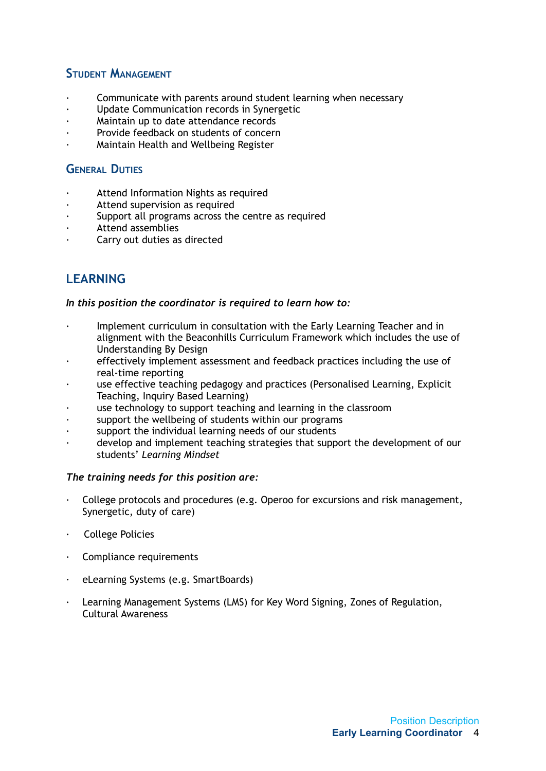### Student Management

- Communicate with parents around student learning when necessary
- Update Communication records in Synergetic
- Maintain up to date attendance records
- Provide feedback on students of concern
- Maintain Health and Wellbeing Register

### General Duties

- Attend Information Nights as required
- Attend supervision as required
- Support all programs across the centre as required
- Attend assemblies
- Carry out duties as directed

## LEARNING

***In this position the coordinator is required to learn how to:***

- Implement curriculum in consultation with the Early Learning Teacher and in alignment with the Beaconhills Curriculum Framework which includes the use of Understanding By Design
- effectively implement assessment and feedback practices including the use of real-time reporting
- use effective teaching pedagogy and practices (Personalised Learning, Explicit Teaching, Inquiry Based Learning)
- use technology to support teaching and learning in the classroom
- support the wellbeing of students within our programs
- support the individual learning needs of our students
- develop and implement teaching strategies that support the development of our students' *Learning Mindset*

***The training needs for this position are:***

- College protocols and procedures (e.g. Operoo for excursions and risk management, Synergetic, duty of care)
- College Policies
- Compliance requirements
- eLearning Systems (e.g. SmartBoards)
- Learning Management Systems (LMS) for Key Word Signing, Zones of Regulation, Cultural Awareness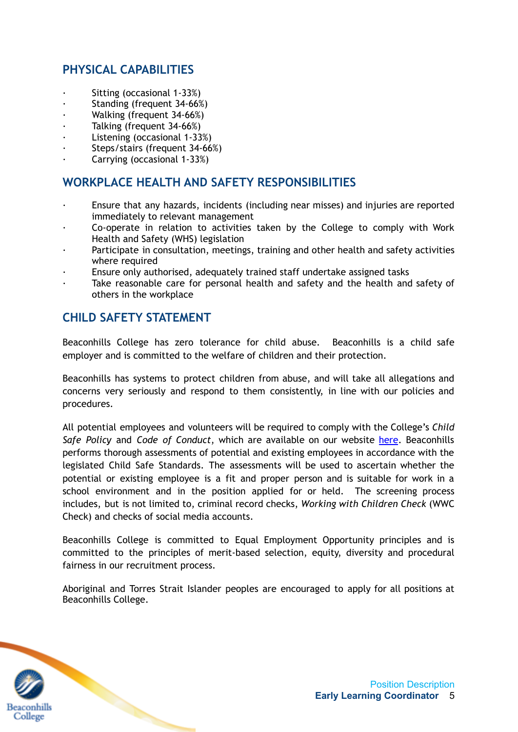## PHYSICAL CAPABILITIES

- Sitting (occasional 1-33%)
- Standing (frequent 34-66%)
- Walking (frequent 34-66%)
- Talking (frequent 34-66%)
- Listening (occasional 1-33%)
- Steps/stairs (frequent 34-66%)
- Carrying (occasional 1-33%)

## WORKPLACE HEALTH AND SAFETY RESPONSIBILITIES

- Ensure that any hazards, incidents (including near misses) and injuries are reported immediately to relevant management
- Co-operate in relation to activities taken by the College to comply with Work Health and Safety (WHS) legislation
- Participate in consultation, meetings, training and other health and safety activities where required
- Ensure only authorised, adequately trained staff undertake assigned tasks
- Take reasonable care for personal health and safety and the health and safety of others in the workplace

## CHILD SAFETY STATEMENT

Beaconhills College has zero tolerance for child abuse. Beaconhills is a child safe employer and is committed to the welfare of children and their protection.

Beaconhills has systems to protect children from abuse, and will take all allegations and concerns very seriously and respond to them consistently, in line with our policies and procedures.

All potential employees and volunteers will be required to comply with the College's *Child Safe Policy* and *Code of Conduct*, which are available on our website here. Beaconhills performs thorough assessments of potential and existing employees in accordance with the legislated Child Safe Standards. The assessments will be used to ascertain whether the potential or existing employee is a fit and proper person and is suitable for work in a school environment and in the position applied for or held. The screening process includes, but is not limited to, criminal record checks, *Working with Children Check* (WWC Check) and checks of social media accounts.

Beaconhills College is committed to Equal Employment Opportunity principles and is committed to the principles of merit-based selection, equity, diversity and procedural fairness in our recruitment process.

Aboriginal and Torres Strait Islander peoples are encouraged to apply for all positions at Beaconhills College.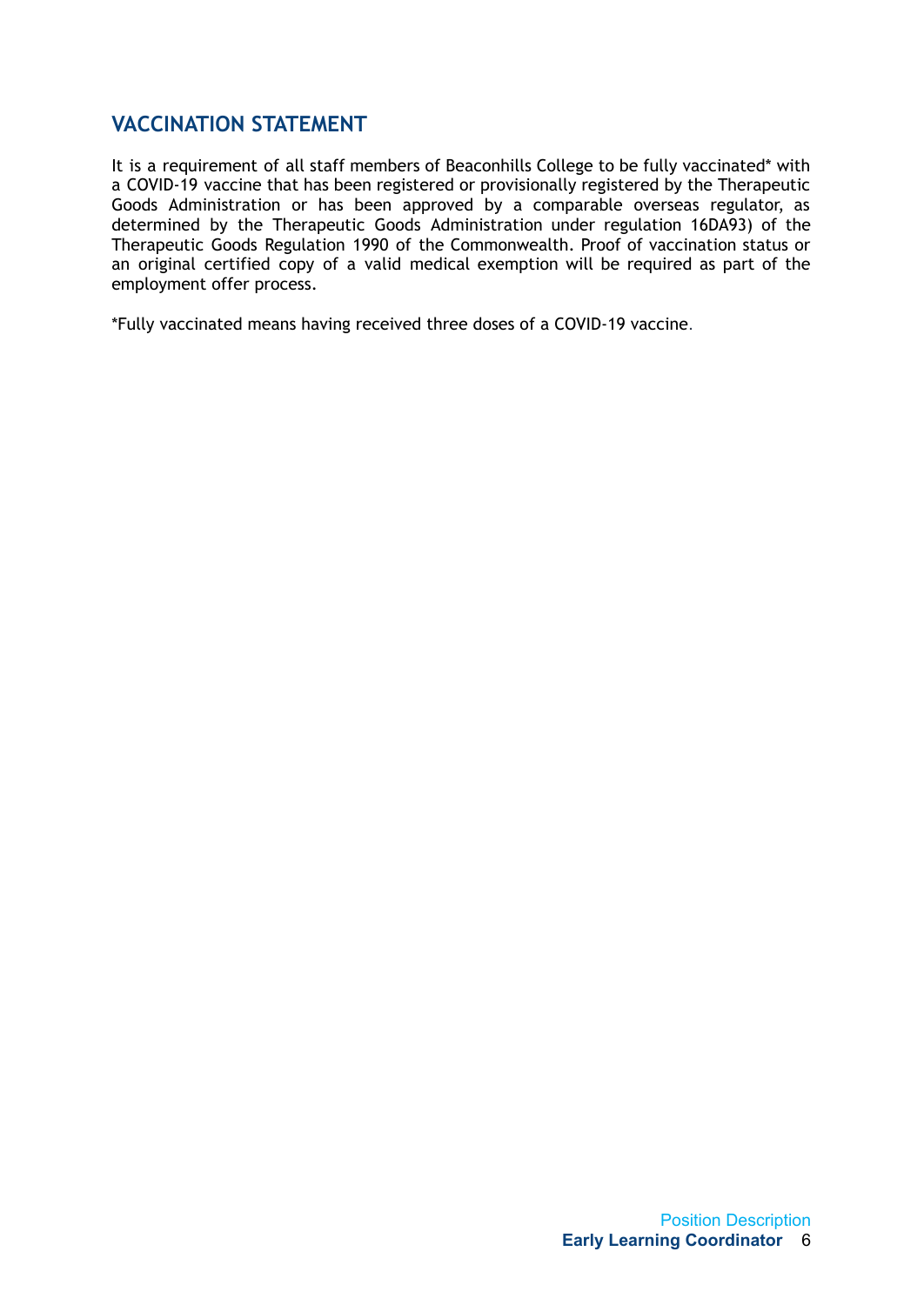## VACCINATION STATEMENT

It is a requirement of all staff members of Beaconhills College to be fully vaccinated* with a COVID-19 vaccine that has been registered or provisionally registered by the Therapeutic Goods Administration or has been approved by a comparable overseas regulator, as determined by the Therapeutic Goods Administration under regulation 16DA93) of the Therapeutic Goods Regulation 1990 of the Commonwealth. Proof of vaccination status or an original certified copy of a valid medical exemption will be required as part of the employment offer process.

*Fully vaccinated means having received three doses of a COVID-19 vaccine.